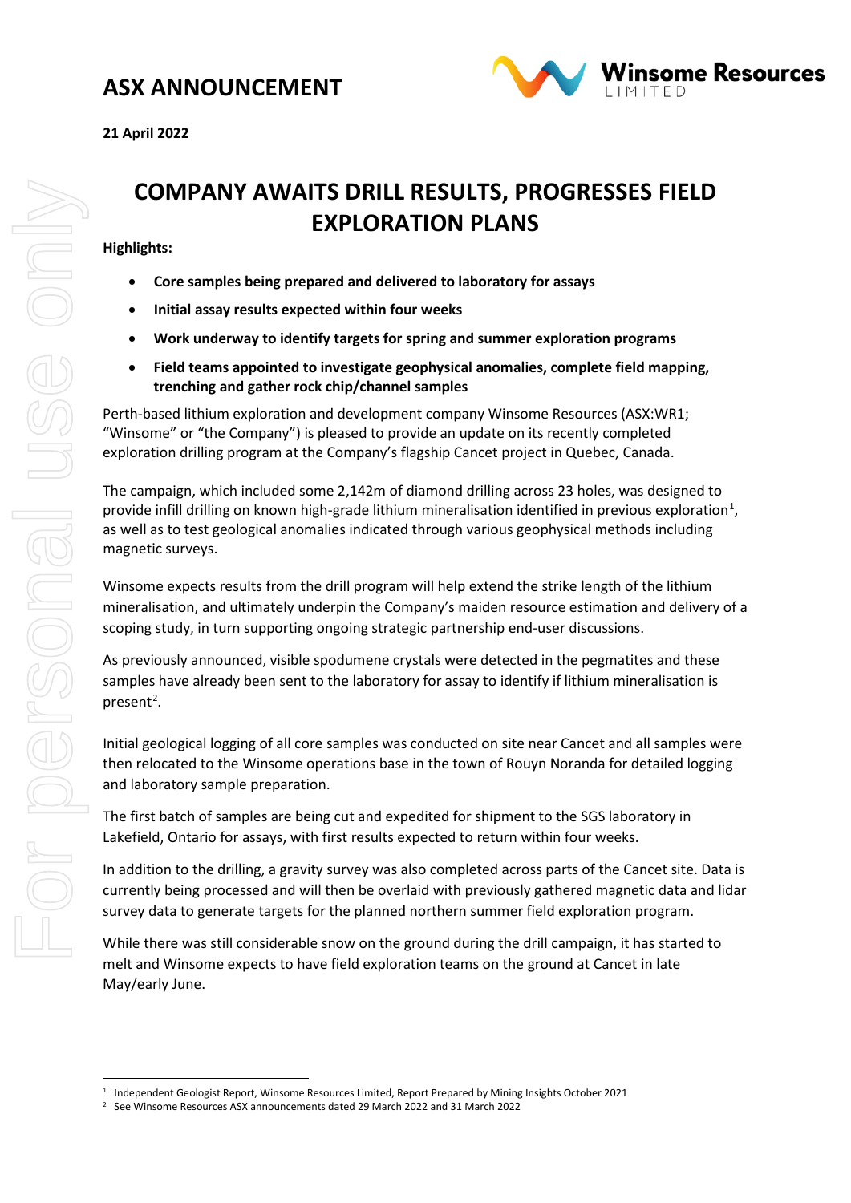# ASX ANNOUNCEMENT

**21 April 2022**

## COMPANY AWAITS DRILL RESULTS, PROGRESSES FIELD EXPLORATION PLANS

**Highlights:**

- **Core samples being prepared and delivered to laboratory for assays**
- **Initial assay results expected within four weeks**
- **Work underway to identify targets for spring and summer exploration programs**
- **Field teams appointed to investigate geophysical anomalies, complete field mapping, trenching and gather rock chip/channel samples**

Perth-based lithium exploration and development company Winsome Resources (ASX:WR1; "Winsome" or "the Company") is pleased to provide an update on its recently completed exploration drilling program at the Company's flagship Cancet project in Quebec, Canada.

The campaign, which included some 2,142m of diamond drilling across 23 holes, was designed to provide infill drilling on known high-grade lithium mineralisation identified in previous exploration[1], as well as to test geological anomalies indicated through various geophysical methods including magnetic surveys.

Winsome expects results from the drill program will help extend the strike length of the lithium mineralisation, and ultimately underpin the Company's maiden resource estimation and delivery of a scoping study, in turn supporting ongoing strategic partnership end-user discussions.

As previously announced, visible spodumene crystals were detected in the pegmatites and these samples have already been sent to the laboratory for assay to identify if lithium mineralisation is present[2].

Initial geological logging of all core samples was conducted on site near Cancet and all samples were then relocated to the Winsome operations base in the town of Rouyn Noranda for detailed logging and laboratory sample preparation.

The first batch of samples are being cut and expedited for shipment to the SGS laboratory in Lakefield, Ontario for assays, with first results expected to return within four weeks.

In addition to the drilling, a gravity survey was also completed across parts of the Cancet site. Data is currently being processed and will then be overlaid with previously gathered magnetic data and lidar survey data to generate targets for the planned northern summer field exploration program.

While there was still considerable snow on the ground during the drill campaign, it has started to melt and Winsome expects to have field exploration teams on the ground at Cancet in late May/early June.

---

[1] Independent Geologist Report, Winsome Resources Limited, Report Prepared by Mining Insights October 2021

[2] See Winsome Resources ASX announcements dated 29 March 2022 and 31 March 2022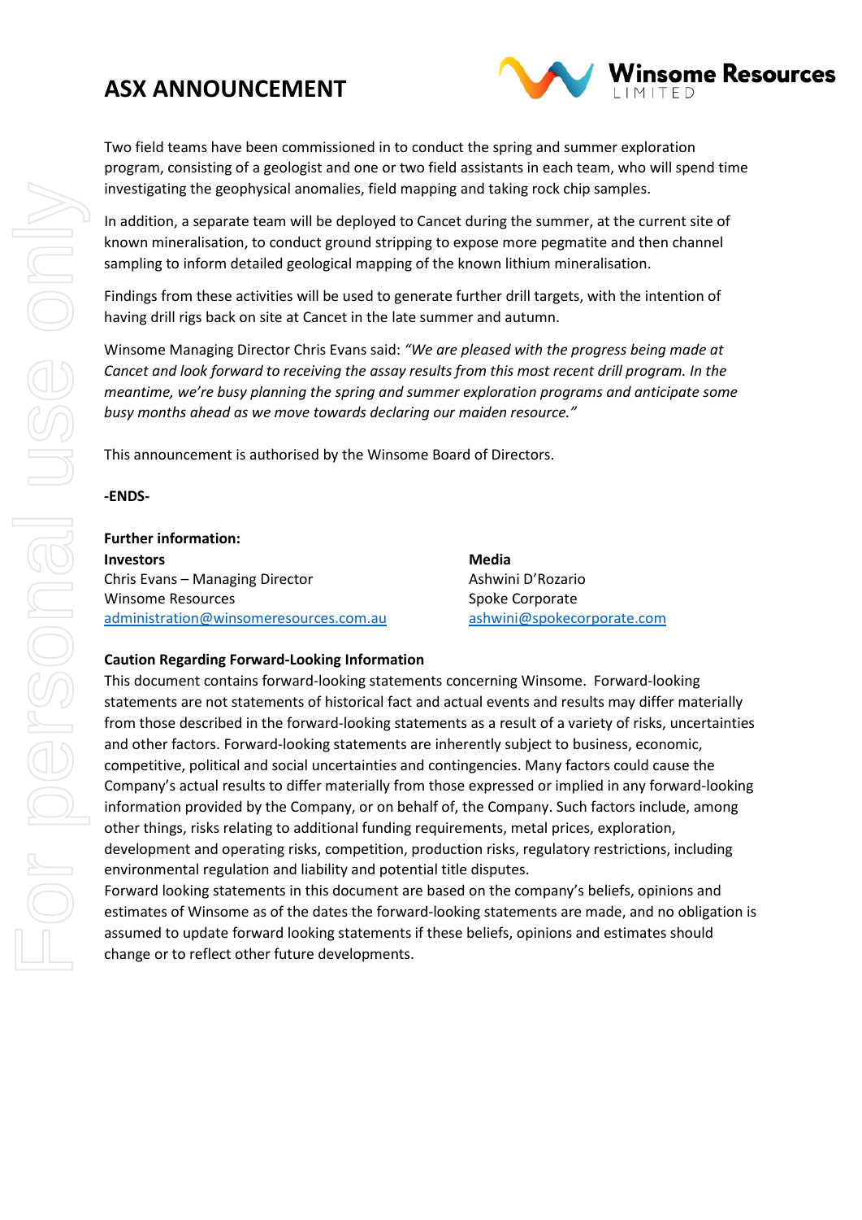Two field teams have been commissioned in to conduct the spring and summer exploration program, consisting of a geologist and one or two field assistants in each team, who will spend time investigating the geophysical anomalies, field mapping and taking rock chip samples.

In addition, a separate team will be deployed to Cancet during the summer, at the current site of known mineralisation, to conduct ground stripping to expose more pegmatite and then channel sampling to inform detailed geological mapping of the known lithium mineralisation.

Findings from these activities will be used to generate further drill targets, with the intention of having drill rigs back on site at Cancet in the late summer and autumn.

Winsome Managing Director Chris Evans said: *"We are pleased with the progress being made at Cancet and look forward to receiving the assay results from this most recent drill program. In the meantime, we're busy planning the spring and summer exploration programs and anticipate some busy months ahead as we move towards declaring our maiden resource."*

This announcement is authorised by the Winsome Board of Directors.

**-ENDS-**

**Further information:**

**Investors**
Chris Evans – Managing Director
Winsome Resources
administration@winsomeresources.com.au

**Media**
Ashwini D'Rozario
Spoke Corporate
ashwini@spokecorporate.com

**Caution Regarding Forward-Looking Information**

This document contains forward-looking statements concerning Winsome. Forward-looking statements are not statements of historical fact and actual events and results may differ materially from those described in the forward-looking statements as a result of a variety of risks, uncertainties and other factors. Forward-looking statements are inherently subject to business, economic, competitive, political and social uncertainties and contingencies. Many factors could cause the Company's actual results to differ materially from those expressed or implied in any forward-looking information provided by the Company, or on behalf of, the Company. Such factors include, among other things, risks relating to additional funding requirements, metal prices, exploration, development and operating risks, competition, production risks, regulatory restrictions, including environmental regulation and liability and potential title disputes.

Forward looking statements in this document are based on the company's beliefs, opinions and estimates of Winsome as of the dates the forward-looking statements are made, and no obligation is assumed to update forward looking statements if these beliefs, opinions and estimates should change or to reflect other future developments.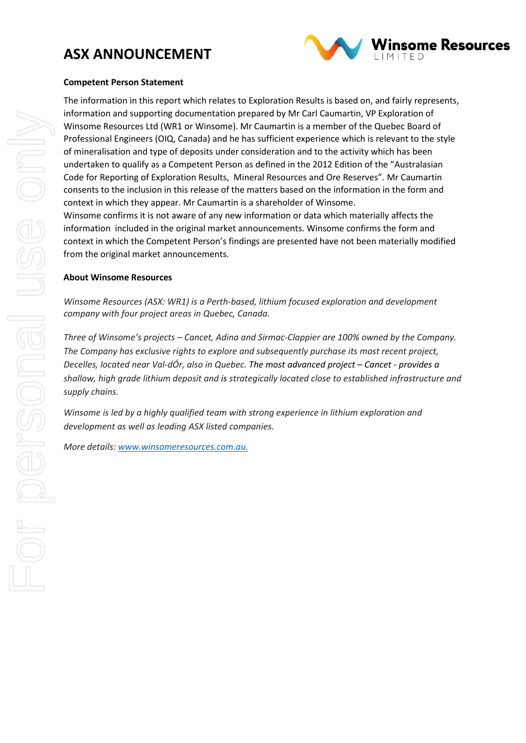## Competent Person Statement

The information in this report which relates to Exploration Results is based on, and fairly represents, information and supporting documentation prepared by Mr Carl Caumartin, VP Exploration of Winsome Resources Ltd (WR1 or Winsome). Mr Caumartin is a member of the Quebec Board of Professional Engineers (OIQ, Canada) and he has sufficient experience which is relevant to the style of mineralisation and type of deposits under consideration and to the activity which has been undertaken to qualify as a Competent Person as defined in the 2012 Edition of the "Australasian Code for Reporting of Exploration Results, Mineral Resources and Ore Reserves". Mr Caumartin consents to the inclusion in this release of the matters based on the information in the form and context in which they appear. Mr Caumartin is a shareholder of Winsome.

Winsome confirms it is not aware of any new information or data which materially affects the information included in the original market announcements. Winsome confirms the form and context in which the Competent Person's findings are presented have not been materially modified from the original market announcements.

## About Winsome Resources

*Winsome Resources (ASX: WR1) is a Perth-based, lithium focused exploration and development company with four project areas in Quebec, Canada.*

*Three of Winsome's projects – Cancet, Adina and Sirmac-Clappier are 100% owned by the Company. The Company has exclusive rights to explore and subsequently purchase its most recent project, Decelles, located near Val-dÓr, also in Quebec. The most advanced project – Cancet - provides a shallow, high grade lithium deposit and is strategically located close to established infrastructure and supply chains.*

*Winsome is led by a highly qualified team with strong experience in lithium exploration and development as well as leading ASX listed companies.*

*More details:* [www.winsomeresources.com.au.](http://www.winsomeresources.com.au)